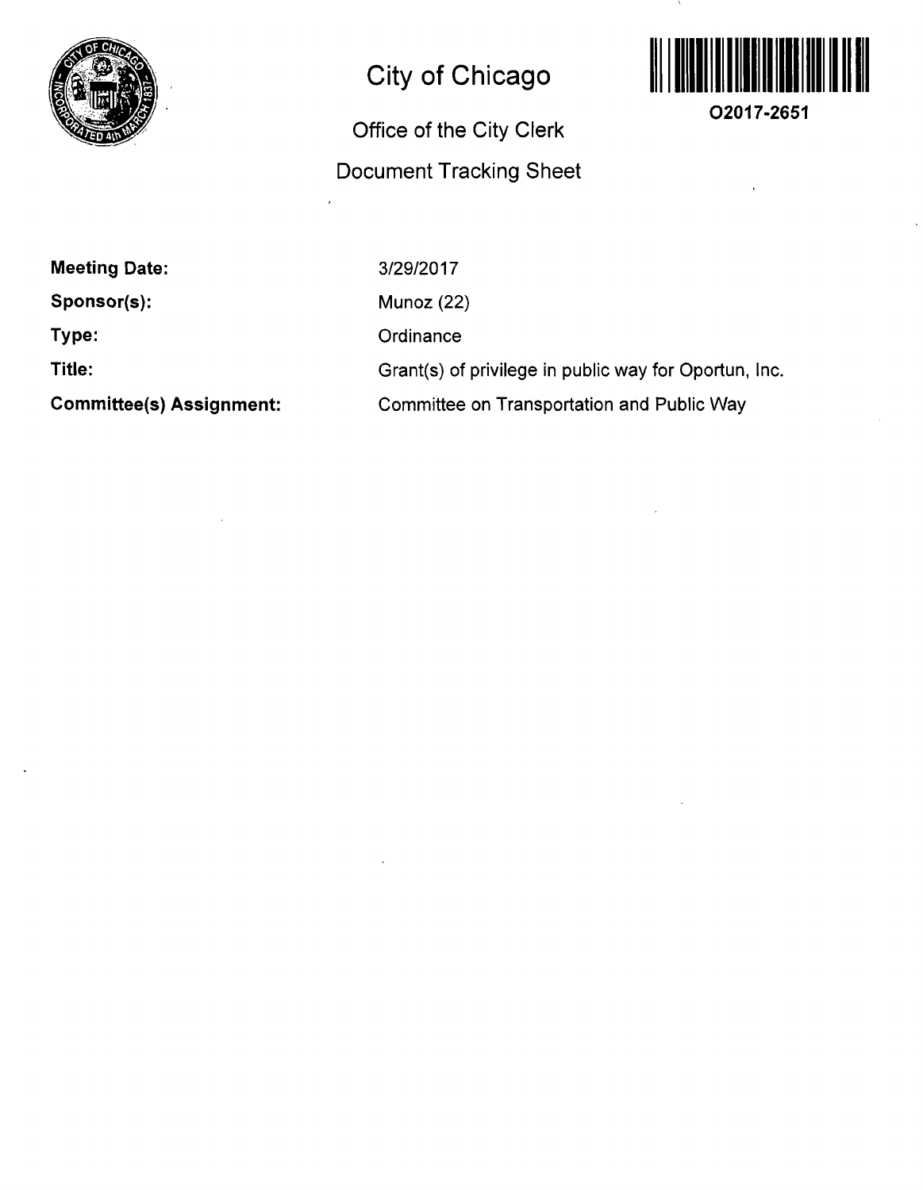# City of Chicago

## Office of the City Clerk

## Document Tracking Sheet

O2017-2651

**Meeting Date:** 3/29/2017

**Sponsor(s):** Munoz (22)

**Type:** Ordinance

**Title:** Grant(s) of privilege in public way for Oportun, Inc.

**Committee(s) Assignment:** Committee on Transportation and Public Way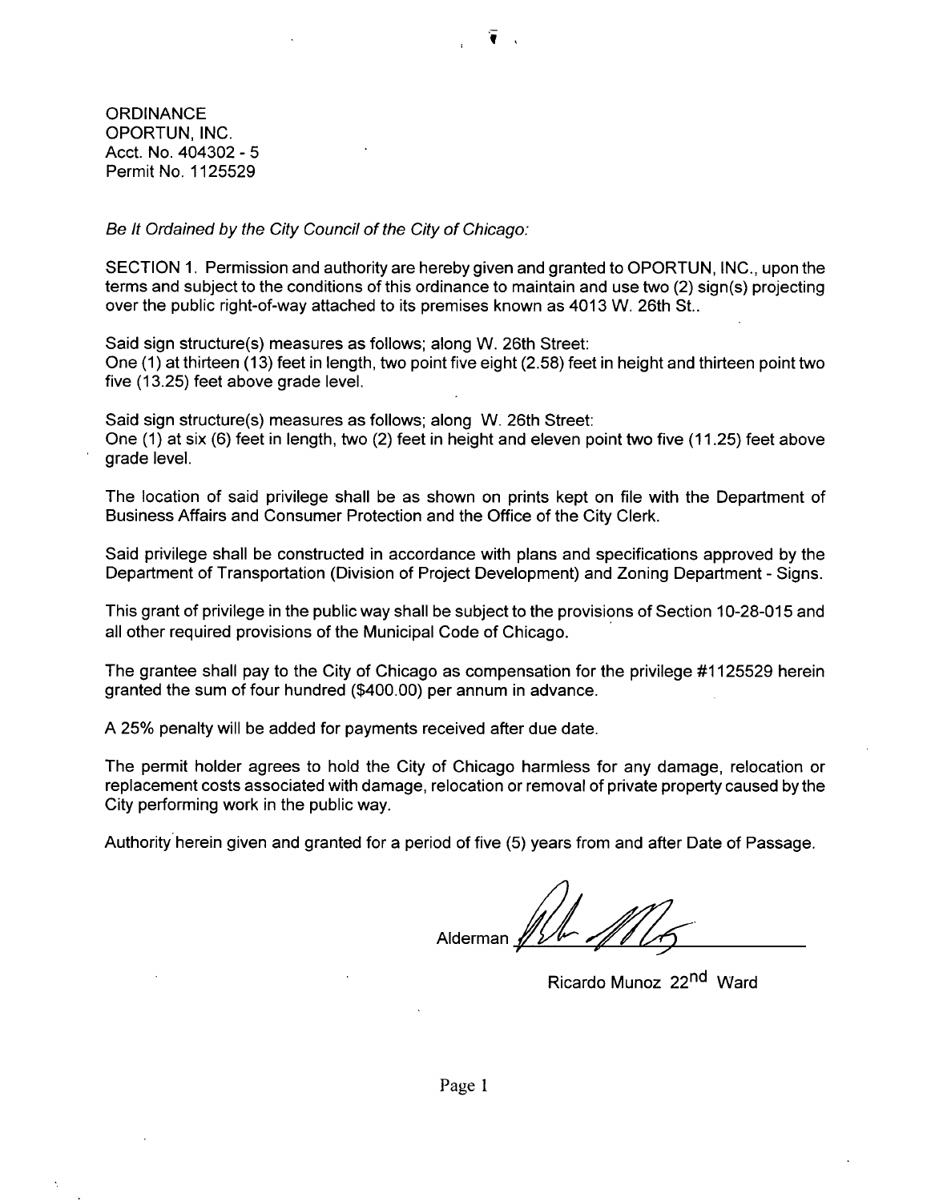ORDINANCE
OPORTUN, INC.
Acct. No. 404302 - 5
Permit No. 1125529

*Be It Ordained by the City Council of the City of Chicago:*

SECTION 1. Permission and authority are hereby given and granted to OPORTUN, INC., upon the terms and subject to the conditions of this ordinance to maintain and use two (2) sign(s) projecting over the public right-of-way attached to its premises known as 4013 W. 26th St..

Said sign structure(s) measures as follows; along W. 26th Street:
One (1) at thirteen (13) feet in length, two point five eight (2.58) feet in height and thirteen point two five (13.25) feet above grade level.

Said sign structure(s) measures as follows; along W. 26th Street:
One (1) at six (6) feet in length, two (2) feet in height and eleven point two five (11.25) feet above grade level.

The location of said privilege shall be as shown on prints kept on file with the Department of Business Affairs and Consumer Protection and the Office of the City Clerk.

Said privilege shall be constructed in accordance with plans and specifications approved by the Department of Transportation (Division of Project Development) and Zoning Department - Signs.

This grant of privilege in the public way shall be subject to the provisions of Section 10-28-015 and all other required provisions of the Municipal Code of Chicago.

The grantee shall pay to the City of Chicago as compensation for the privilege #1125529 herein granted the sum of four hundred ($400.00) per annum in advance.

A 25% penalty will be added for payments received after due date.

The permit holder agrees to hold the City of Chicago harmless for any damage, relocation or replacement costs associated with damage, relocation or removal of private property caused by the City performing work in the public way.

Authority herein given and granted for a period of five (5) years from and after Date of Passage.

Alderman ______________________

Ricardo Munoz 22nd Ward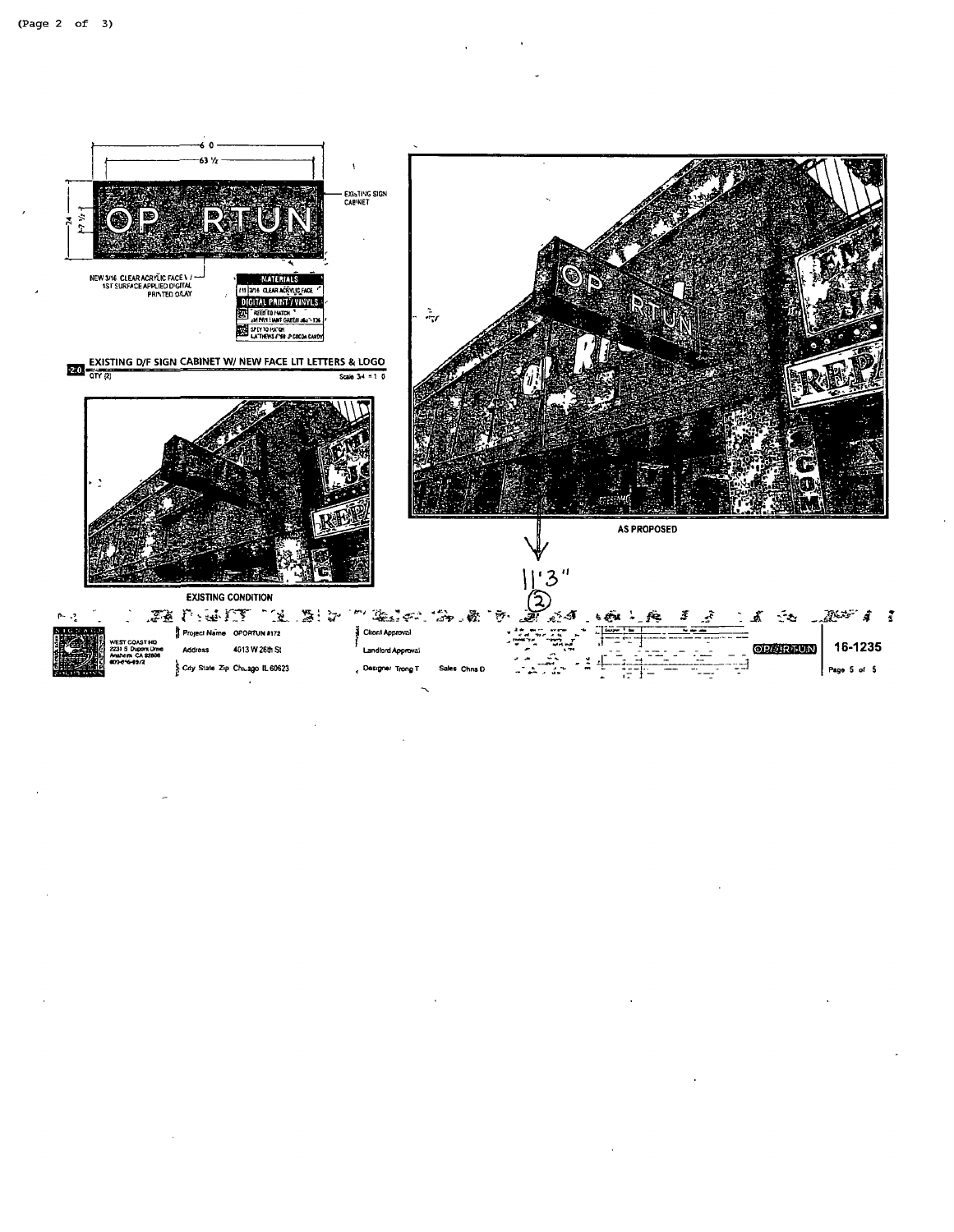6' 0"

63 ½

24

7 ½

OP RTUN

EXISTING SIGN CABINET

NEW 3/16 CLEAR ACRYLIC FACE W/ 1ST SURFACE APPLIED DIGITAL PRINTED O/LAY

| MATERIALS |
|---|
| 3/16 CLEAR ACRYLIC FACE |
| DIGITAL PRINT / VINYLS |
| REEF TO MATCH ... GREEN ... |
| SPLY TO MATCH ... COCOA CANDY |

## 2.0 EXISTING D/F SIGN CABINET W/ NEW FACE LIT LETTERS & LOGO

QTY (2)

Scale 3/4" = 1' 0"

EXISTING CONDITION

AS PROPOSED

11'3"

(2)

| | | | |
|---|---|---|---|
| WEST COAST HQ 2231 S Dupont Drive Anaheim CA 92806 | Project Name OPORTUN #172 | Client Approval | 16-1235 |
| | Address 4013 W 26th St | Landlord Approval | |
| | City State Zip Chicago IL 60623 | Designer Trong T Sales Chris D | Page 5 of 5 |